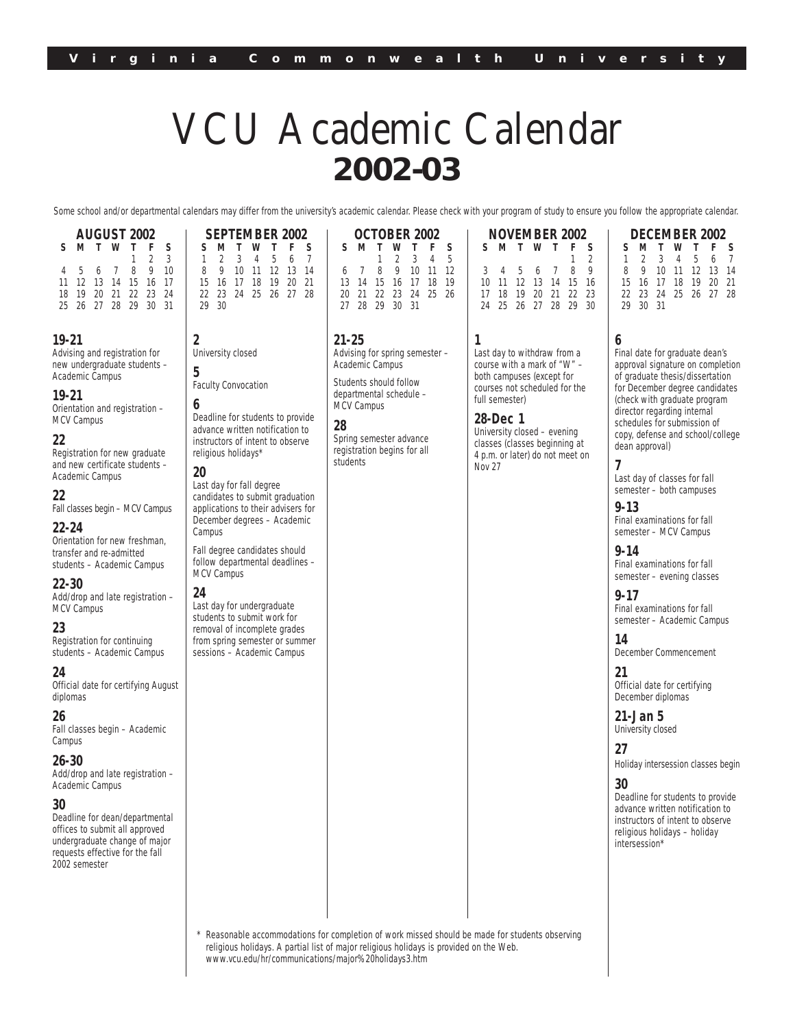# VCU Academic Calendar

## 2002-03

Some school and/or departmental calendars may differ from the university's academic calendar. Please check with your program of study to ensure you follow the appropriate calendar.

### AUGUST 2002

| S | M | T | W | T | F | S |
|---|---|---|---|---|---|---|
| | | | | 1 | 2 | 3 |
| 4 | 5 | 6 | 7 | 8 | 9 | 10 |
| 11 | 12 | 13 | 14 | 15 | 16 | 17 |
| 18 | 19 | 20 | 21 | 22 | 23 | 24 |
| 25 | 26 | 27 | 28 | 29 | 30 | 31 |

**19-21**
Advising and registration for new undergraduate students – Academic Campus

**19-21**
Orientation and registration – MCV Campus

**22**
Registration for new graduate and new certificate students – Academic Campus

**22**
Fall classes begin – MCV Campus

**22-24**
Orientation for new freshman, transfer and re-admitted students – Academic Campus

**22-30**
Add/drop and late registration – MCV Campus

**23**
Registration for continuing students – Academic Campus

**24**
Official date for certifying August diplomas

**26**
Fall classes begin – Academic Campus

**26-30**
Add/drop and late registration – Academic Campus

**30**
Deadline for dean/departmental offices to submit all approved undergraduate change of major requests effective for the fall 2002 semester

### SEPTEMBER 2002

| S | M | T | W | T | F | S |
|---|---|---|---|---|---|---|
| 1 | 2 | 3 | 4 | 5 | 6 | 7 |
| 8 | 9 | 10 | 11 | 12 | 13 | 14 |
| 15 | 16 | 17 | 18 | 19 | 20 | 21 |
| 22 | 23 | 24 | 25 | 26 | 27 | 28 |
| 29 | 30 | | | | | |

**2**
University closed

**5**
Faculty Convocation

**6**
Deadline for students to provide advance written notification to instructors of intent to observe religious holidays*

**20**
Last day for fall degree candidates to submit graduation applications to their advisers for December degrees – Academic Campus

Fall degree candidates should follow departmental deadlines – MCV Campus

**24**
Last day for undergraduate students to submit work for removal of incomplete grades from spring semester or summer sessions – Academic Campus

### OCTOBER 2002

| S | M | T | W | T | F | S |
|---|---|---|---|---|---|---|
| | | 1 | 2 | 3 | 4 | 5 |
| 6 | 7 | 8 | 9 | 10 | 11 | 12 |
| 13 | 14 | 15 | 16 | 17 | 18 | 19 |
| 20 | 21 | 22 | 23 | 24 | 25 | 26 |
| 27 | 28 | 29 | 30 | 31 | | |

**21-25**
Advising for spring semester – Academic Campus

Students should follow departmental schedule – MCV Campus

**28**
Spring semester advance registration begins for all students

### NOVEMBER 2002

| S | M | T | W | T | F | S |
|---|---|---|---|---|---|---|
| | | | | | 1 | 2 |
| 3 | 4 | 5 | 6 | 7 | 8 | 9 |
| 10 | 11 | 12 | 13 | 14 | 15 | 16 |
| 17 | 18 | 19 | 20 | 21 | 22 | 23 |
| 24 | 25 | 26 | 27 | 28 | 29 | 30 |

**1**
Last day to withdraw from a course with a mark of "W" – both campuses (except for courses not scheduled for the full semester)

**28-Dec 1**
University closed – evening classes (classes beginning at 4 p.m. or later) do not meet on Nov 27

### DECEMBER 2002

| S | M | T | W | T | F | S |
|---|---|---|---|---|---|---|
| 1 | 2 | 3 | 4 | 5 | 6 | 7 |
| 8 | 9 | 10 | 11 | 12 | 13 | 14 |
| 15 | 16 | 17 | 18 | 19 | 20 | 21 |
| 22 | 23 | 24 | 25 | 26 | 27 | 28 |
| 29 | 30 | 31 | | | | |

**6**
Final date for graduate dean's approval signature on completion of graduate thesis/dissertation for December degree candidates (check with graduate program director regarding internal schedules for submission of copy, defense and school/college dean approval)

**7**
Last day of classes for fall semester – both campuses

**9-13**
Final examinations for fall semester – MCV Campus

**9-14**
Final examinations for fall semester – evening classes

**9-17**
Final examinations for fall semester – Academic Campus

**14**
December Commencement

**21**
Official date for certifying December diplomas

**21-Jan 5**
University closed

**27**
Holiday intersession classes begin

**30**
Deadline for students to provide advance written notification to instructors of intent to observe religious holidays – holiday intersession*

\* Reasonable accommodations for completion of work missed should be made for students observing religious holidays. A partial list of major religious holidays is provided on the Web. www.vcu.edu/hr/communications/major%20holidays3.htm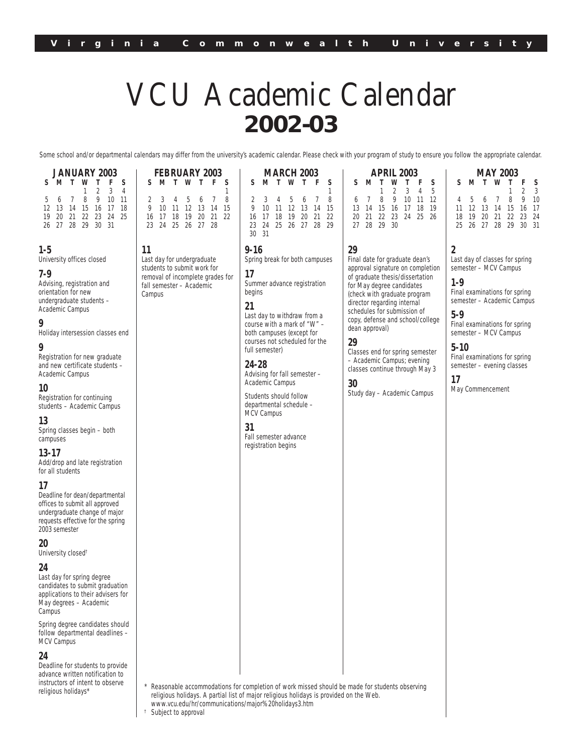# VCU Academic Calendar

## 2002-03

Some school and/or departmental calendars may differ from the university's academic calendar. Please check with your program of study to ensure you follow the appropriate calendar.

### JANUARY 2003

| S | M | T | W | T | F | S |
|---|---|---|---|---|---|---|
| | | | 1 | 2 | 3 | 4 |
| 5 | 6 | 7 | 8 | 9 | 10 | 11 |
| 12 | 13 | 14 | 15 | 16 | 17 | 18 |
| 19 | 20 | 21 | 22 | 23 | 24 | 25 |
| 26 | 27 | 28 | 29 | 30 | 31 | |

**1-5**
University offices closed

**7-9**
Advising, registration and orientation for new undergraduate students – Academic Campus

**9**
Holiday intersession classes end

**9**
Registration for new graduate and new certificate students – Academic Campus

**10**
Registration for continuing students – Academic Campus

**13**
Spring classes begin – both campuses

**13-17**
Add/drop and late registration for all students

**17**
Deadline for dean/departmental offices to submit all approved undergraduate change of major requests effective for the spring 2003 semester

**20**
University closed†

**24**
Last day for spring degree candidates to submit graduation applications to their advisers for May degrees – Academic Campus

Spring degree candidates should follow departmental deadlines – MCV Campus

**24**
Deadline for students to provide advance written notification to instructors of intent to observe religious holidays*

### FEBRUARY 2003

| S | M | T | W | T | F | S |
|---|---|---|---|---|---|---|
| | | | | | | 1 |
| 2 | 3 | 4 | 5 | 6 | 7 | 8 |
| 9 | 10 | 11 | 12 | 13 | 14 | 15 |
| 16 | 17 | 18 | 19 | 20 | 21 | 22 |
| 23 | 24 | 25 | 26 | 27 | 28 | |

**11**
Last day for undergraduate students to submit work for removal of incomplete grades for fall semester – Academic Campus

### MARCH 2003

| S | M | T | W | T | F | S |
|---|---|---|---|---|---|---|
| | | | | | | 1 |
| 2 | 3 | 4 | 5 | 6 | 7 | 8 |
| 9 | 10 | 11 | 12 | 13 | 14 | 15 |
| 16 | 17 | 18 | 19 | 20 | 21 | 22 |
| 23 | 24 | 25 | 26 | 27 | 28 | 29 |
| 30 | 31 | | | | | |

**9-16**
Spring break for both campuses

**17**
Summer advance registration begins

**21**
Last day to withdraw from a course with a mark of "W" – both campuses (except for courses not scheduled for the full semester)

**24-28**
Advising for fall semester – Academic Campus

Students should follow departmental schedule – MCV Campus

**31**
Fall semester advance registration begins

### APRIL 2003

| S | M | T | W | T | F | S |
|---|---|---|---|---|---|---|
| | | 1 | 2 | 3 | 4 | 5 |
| 6 | 7 | 8 | 9 | 10 | 11 | 12 |
| 13 | 14 | 15 | 16 | 17 | 18 | 19 |
| 20 | 21 | 22 | 23 | 24 | 25 | 26 |
| 27 | 28 | 29 | 30 | | | |

**29**
Final date for graduate dean's approval signature on completion of graduate thesis/dissertation for May degree candidates (check with graduate program director regarding internal schedules for submission of copy, defense and school/college dean approval)

**29**
Classes end for spring semester – Academic Campus; evening classes continue through May 3

**30**
Study day – Academic Campus

### MAY 2003

| S | M | T | W | T | F | S |
|---|---|---|---|---|---|---|
| | | | | 1 | 2 | 3 |
| 4 | 5 | 6 | 7 | 8 | 9 | 10 |
| 11 | 12 | 13 | 14 | 15 | 16 | 17 |
| 18 | 19 | 20 | 21 | 22 | 23 | 24 |
| 25 | 26 | 27 | 28 | 29 | 30 | 31 |

**2**
Last day of classes for spring semester – MCV Campus

**1-9**
Final examinations for spring semester – Academic Campus

**5-9**
Final examinations for spring semester – MCV Campus

**5-10**
Final examinations for spring semester – evening classes

**17**
May Commencement

\* Reasonable accommodations for completion of work missed should be made for students observing religious holidays. A partial list of major religious holidays is provided on the Web. www.vcu.edu/hr/communications/major%20holidays3.htm

† Subject to approval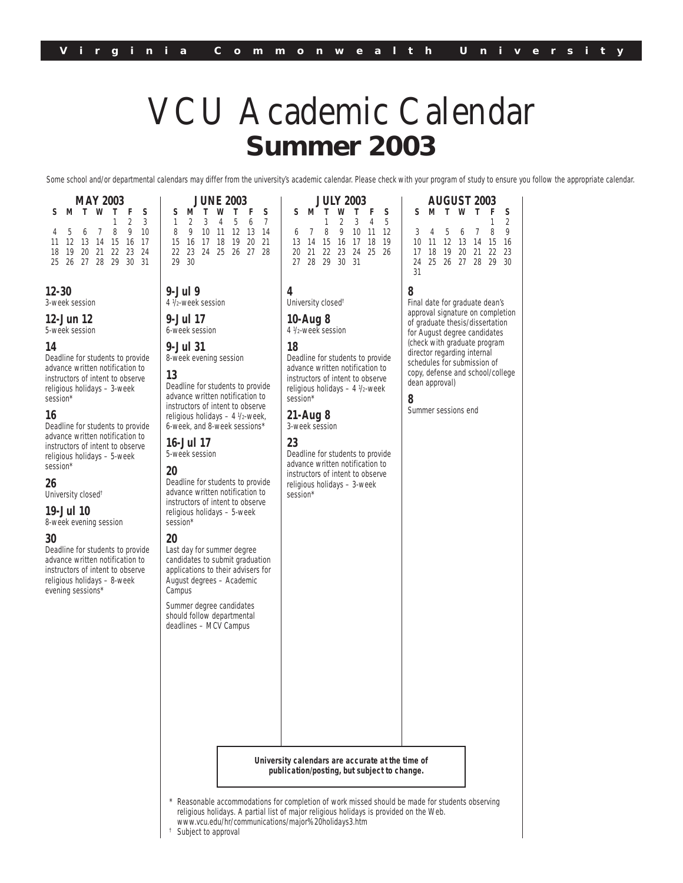# VCU Academic Calendar

## Summer 2003

Some school and/or departmental calendars may differ from the university's academic calendar. Please check with your program of study to ensure you follow the appropriate calendar.

### MAY 2003

| S | M | T | W | T | F | S |
|---|---|---|---|---|---|---|
| | | | | 1 | 2 | 3 |
| 4 | 5 | 6 | 7 | 8 | 9 | 10 |
| 11 | 12 | 13 | 14 | 15 | 16 | 17 |
| 18 | 19 | 20 | 21 | 22 | 23 | 24 |
| 25 | 26 | 27 | 28 | 29 | 30 | 31 |

**12-30**
3-week session

**12-Jun 12**
5-week session

**14**
Deadline for students to provide advance written notification to instructors of intent to observe religious holidays – 3-week session*

**16**
Deadline for students to provide advance written notification to instructors of intent to observe religious holidays – 5-week session*

**26**
University closed†

**19-Jul 10**
8-week evening session

**30**
Deadline for students to provide advance written notification to instructors of intent to observe religious holidays – 8-week evening sessions*

### JUNE 2003

| S | M | T | W | T | F | S |
|---|---|---|---|---|---|---|
| 1 | 2 | 3 | 4 | 5 | 6 | 7 |
| 8 | 9 | 10 | 11 | 12 | 13 | 14 |
| 15 | 16 | 17 | 18 | 19 | 20 | 21 |
| 22 | 23 | 24 | 25 | 26 | 27 | 28 |
| 29 | 30 | | | | | |

**9-Jul 9**
4 1/2-week session

**9-Jul 17**
6-week session

**9-Jul 31**
8-week evening session

**13**
Deadline for students to provide advance written notification to instructors of intent to observe religious holidays – 4 1/2-week, 6-week, and 8-week sessions*

**16-Jul 17**
5-week session

**20**
Deadline for students to provide advance written notification to instructors of intent to observe religious holidays – 5-week session*

**20**
Last day for summer degree candidates to submit graduation applications to their advisers for August degrees – Academic Campus

Summer degree candidates should follow departmental deadlines – MCV Campus

### JULY 2003

| S | M | T | W | T | F | S |
|---|---|---|---|---|---|---|
| | | 1 | 2 | 3 | 4 | 5 |
| 6 | 7 | 8 | 9 | 10 | 11 | 12 |
| 13 | 14 | 15 | 16 | 17 | 18 | 19 |
| 20 | 21 | 22 | 23 | 24 | 25 | 26 |
| 27 | 28 | 29 | 30 | 31 | | |

**4**
University closed†

**10-Aug 8**
4 1/2-week session

**18**
Deadline for students to provide advance written notification to instructors of intent to observe religious holidays – 4 1/2-week session*

**21-Aug 8**
3-week session

**23**
Deadline for students to provide advance written notification to instructors of intent to observe religious holidays – 3-week session*

### AUGUST 2003

| S | M | T | W | T | F | S |
|---|---|---|---|---|---|---|
| | | | | | 1 | 2 |
| 3 | 4 | 5 | 6 | 7 | 8 | 9 |
| 10 | 11 | 12 | 13 | 14 | 15 | 16 |
| 17 | 18 | 19 | 20 | 21 | 22 | 23 |
| 24 | 25 | 26 | 27 | 28 | 29 | 30 |
| 31 | | | | | | |

**8**
Final date for graduate dean's approval signature on completion of graduate thesis/dissertation for August degree candidates (check with graduate program director regarding internal schedules for submission of copy, defense and school/college dean approval)

**8**
Summer sessions end

**University calendars are accurate at the time of publication/posting, but subject to change.**

\* Reasonable accommodations for completion of work missed should be made for students observing religious holidays. A partial list of major religious holidays is provided on the Web. www.vcu.edu/hr/communications/major%20holidays3.htm

† Subject to approval